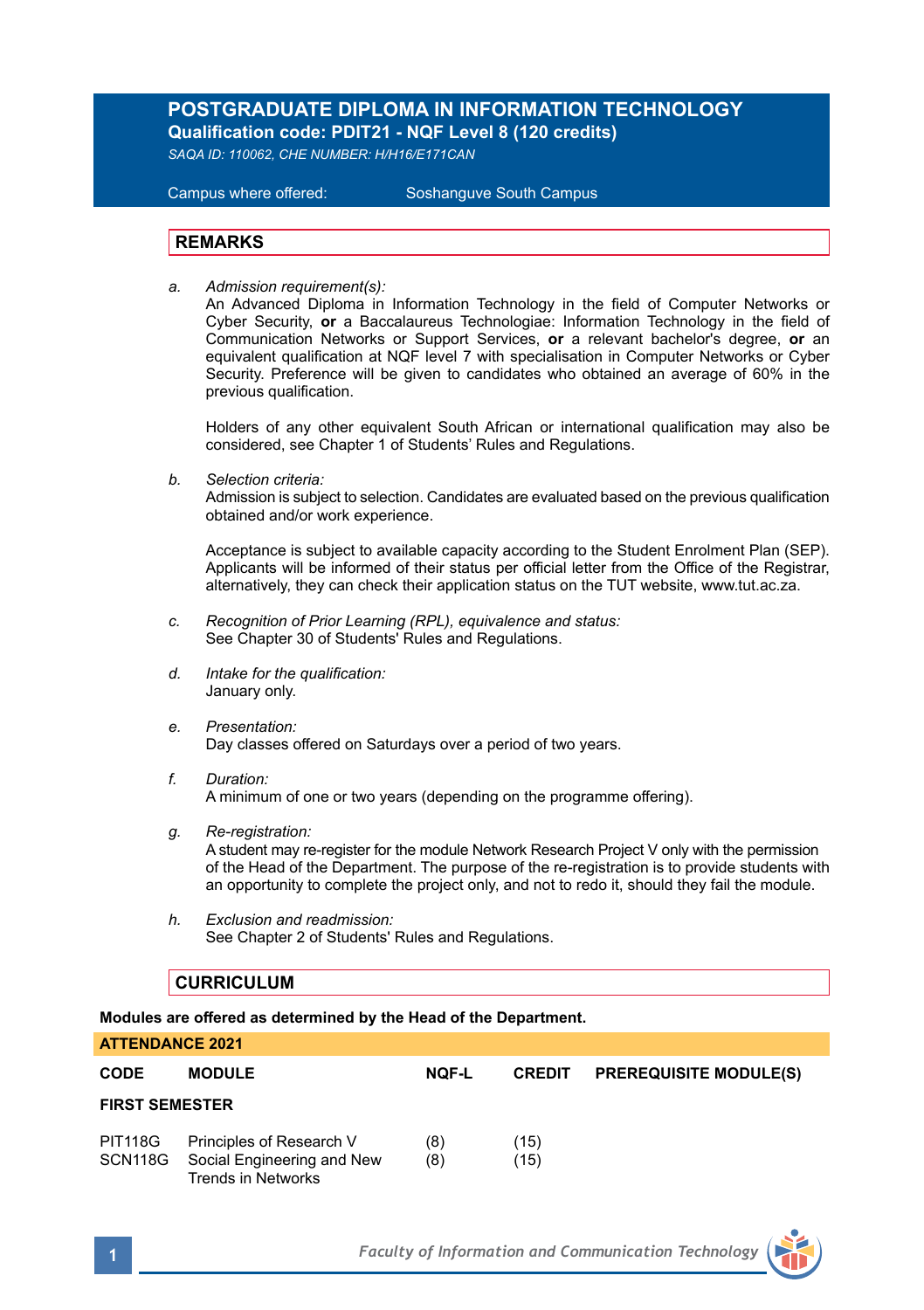# POSTGRADUATE DIPLOMA IN INFORMATION TECHNOLOGY

**Qualification code: PDIT21 - NQF Level 8 (120 credits)**

*SAQA ID: 110062, CHE NUMBER: H/H16/E171CAN*

Campus where offered: Soshanguve South Campus

## REMARKS

a. *Admission requirement(s):*
An Advanced Diploma in Information Technology in the field of Computer Networks or Cyber Security, **or** a Baccalaureus Technologiae: Information Technology in the field of Communication Networks or Support Services, **or** a relevant bachelor's degree, **or** an equivalent qualification at NQF level 7 with specialisation in Computer Networks or Cyber Security. Preference will be given to candidates who obtained an average of 60% in the previous qualification.

Holders of any other equivalent South African or international qualification may also be considered, see Chapter 1 of Students' Rules and Regulations.

b. *Selection criteria:*
Admission is subject to selection. Candidates are evaluated based on the previous qualification obtained and/or work experience.

Acceptance is subject to available capacity according to the Student Enrolment Plan (SEP). Applicants will be informed of their status per official letter from the Office of the Registrar, alternatively, they can check their application status on the TUT website, www.tut.ac.za.

c. *Recognition of Prior Learning (RPL), equivalence and status:*
See Chapter 30 of Students' Rules and Regulations.

d. *Intake for the qualification:*
January only.

e. *Presentation:*
Day classes offered on Saturdays over a period of two years.

f. *Duration:*
A minimum of one or two years (depending on the programme offering).

g. *Re-registration:*
A student may re-register for the module Network Research Project V only with the permission of the Head of the Department. The purpose of the re-registration is to provide students with an opportunity to complete the project only, and not to redo it, should they fail the module.

h. *Exclusion and readmission:*
See Chapter 2 of Students' Rules and Regulations.

## CURRICULUM

**Modules are offered as determined by the Head of the Department.**

**ATTENDANCE 2021**

| CODE | MODULE | NQF-L | CREDIT | PREREQUISITE MODULE(S) |
|---|---|---|---|---|
| **FIRST SEMESTER** | | | | |
| PIT118G | Principles of Research V | (8) | (15) | |
| SCN118G | Social Engineering and New Trends in Networks | (8) | (15) | |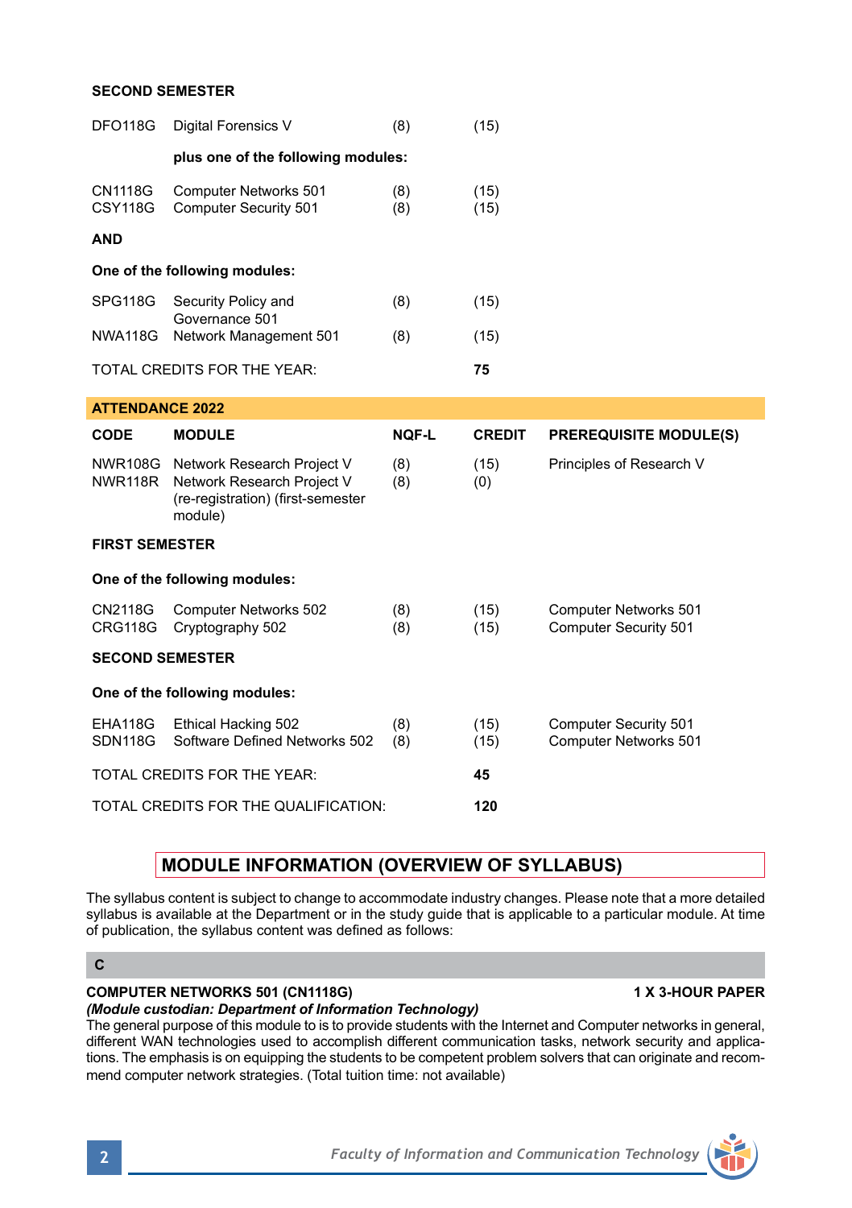**SECOND SEMESTER**

| | | | |
|---|---|---|---|
| DFO118G | Digital Forensics V | (8) | (15) |
| | **plus one of the following modules:** | | |
| CN1118G | Computer Networks 501 | (8) | (15) |
| CSY118G | Computer Security 501 | (8) | (15) |

**AND**

**One of the following modules:**

| | | | |
|---|---|---|---|
| SPG118G | Security Policy and Governance 501 | (8) | (15) |
| NWA118G | Network Management 501 | (8) | (15) |

TOTAL CREDITS FOR THE YEAR: **75**

**ATTENDANCE 2022**

| CODE | MODULE | NQF-L | CREDIT | PREREQUISITE MODULE(S) |
|---|---|---|---|---|
| NWR108G | Network Research Project V | (8) | (15) | Principles of Research V |
| NWR118R | Network Research Project V (re-registration) (first-semester module) | (8) | (0) | |

**FIRST SEMESTER**

**One of the following modules:**

| | | | | |
|---|---|---|---|---|
| CN2118G | Computer Networks 502 | (8) | (15) | Computer Networks 501 |
| CRG118G | Cryptography 502 | (8) | (15) | Computer Security 501 |

**SECOND SEMESTER**

**One of the following modules:**

| | | | | |
|---|---|---|---|---|
| EHA118G | Ethical Hacking 502 | (8) | (15) | Computer Security 501 |
| SDN118G | Software Defined Networks 502 | (8) | (15) | Computer Networks 501 |

TOTAL CREDITS FOR THE YEAR: **45**

TOTAL CREDITS FOR THE QUALIFICATION: **120**

## MODULE INFORMATION (OVERVIEW OF SYLLABUS)

The syllabus content is subject to change to accommodate industry changes. Please note that a more detailed syllabus is available at the Department or in the study guide that is applicable to a particular module. At time of publication, the syllabus content was defined as follows:

### C

**COMPUTER NETWORKS 501 (CN1118G)** **1 X 3-HOUR PAPER**

***(Module custodian: Department of Information Technology)***

The general purpose of this module to is to provide students with the Internet and Computer networks in general, different WAN technologies used to accomplish different communication tasks, network security and applications. The emphasis is on equipping the students to be competent problem solvers that can originate and recommend computer network strategies. (Total tuition time: not available)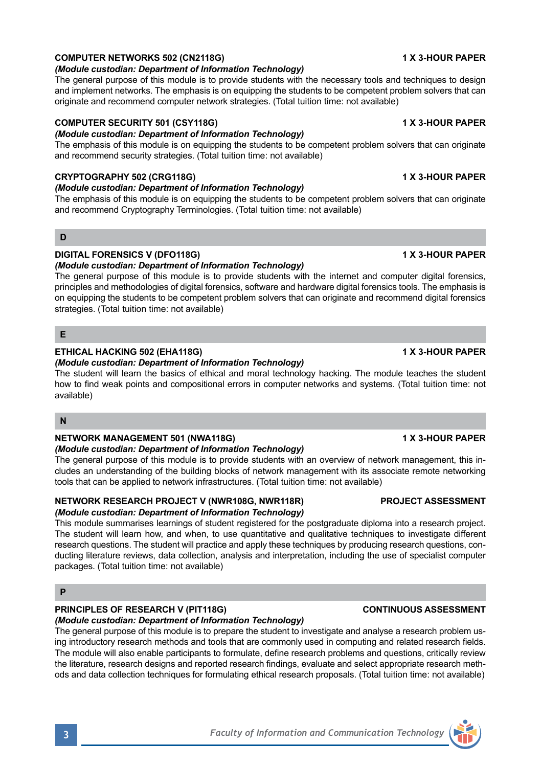**COMPUTER NETWORKS 502 (CN2118G)** **1 X 3-HOUR PAPER**

***(Module custodian: Department of Information Technology)***

The general purpose of this module is to provide students with the necessary tools and techniques to design and implement networks. The emphasis is on equipping the students to be competent problem solvers that can originate and recommend computer network strategies. (Total tuition time: not available)

**COMPUTER SECURITY 501 (CSY118G)** **1 X 3-HOUR PAPER**

***(Module custodian: Department of Information Technology)***

The emphasis of this module is on equipping the students to be competent problem solvers that can originate and recommend security strategies. (Total tuition time: not available)

**CRYPTOGRAPHY 502 (CRG118G)** **1 X 3-HOUR PAPER**

***(Module custodian: Department of Information Technology)***

The emphasis of this module is on equipping the students to be competent problem solvers that can originate and recommend Cryptography Terminologies. (Total tuition time: not available)

## D

**DIGITAL FORENSICS V (DFO118G)** **1 X 3-HOUR PAPER**

***(Module custodian: Department of Information Technology)***

The general purpose of this module is to provide students with the internet and computer digital forensics, principles and methodologies of digital forensics, software and hardware digital forensics tools. The emphasis is on equipping the students to be competent problem solvers that can originate and recommend digital forensics strategies. (Total tuition time: not available)

## E

**ETHICAL HACKING 502 (EHA118G)** **1 X 3-HOUR PAPER**

***(Module custodian: Department of Information Technology)***

The student will learn the basics of ethical and moral technology hacking. The module teaches the student how to find weak points and compositional errors in computer networks and systems. (Total tuition time: not available)

## N

**NETWORK MANAGEMENT 501 (NWA118G)** **1 X 3-HOUR PAPER**

***(Module custodian: Department of Information Technology)***

The general purpose of this module is to provide students with an overview of network management, this includes an understanding of the building blocks of network management with its associate remote networking tools that can be applied to network infrastructures. (Total tuition time: not available)

**NETWORK RESEARCH PROJECT V (NWR108G, NWR118R)** **PROJECT ASSESSMENT**

***(Module custodian: Department of Information Technology)***

This module summarises learnings of student registered for the postgraduate diploma into a research project. The student will learn how, and when, to use quantitative and qualitative techniques to investigate different research questions. The student will practice and apply these techniques by producing research questions, conducting literature reviews, data collection, analysis and interpretation, including the use of specialist computer packages. (Total tuition time: not available)

## P

**PRINCIPLES OF RESEARCH V (PIT118G)** **CONTINUOUS ASSESSMENT**

***(Module custodian: Department of Information Technology)***

The general purpose of this module is to prepare the student to investigate and analyse a research problem using introductory research methods and tools that are commonly used in computing and related research fields. The module will also enable participants to formulate, define research problems and questions, critically review the literature, research designs and reported research findings, evaluate and select appropriate research methods and data collection techniques for formulating ethical research proposals. (Total tuition time: not available)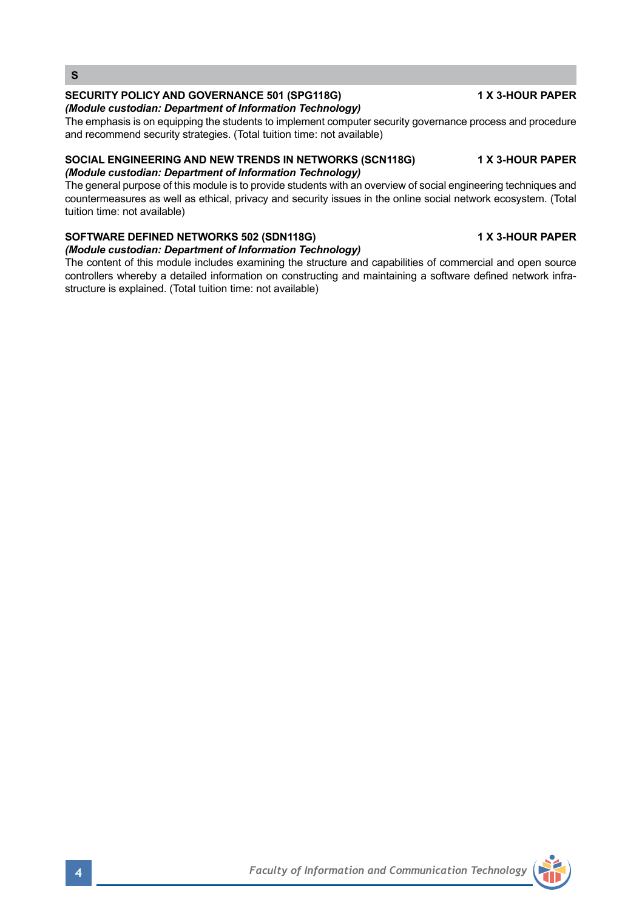## S

**SECURITY POLICY AND GOVERNANCE 501 (SPG118G)** **1 X 3-HOUR PAPER**

***(Module custodian: Department of Information Technology)***

The emphasis is on equipping the students to implement computer security governance process and procedure and recommend security strategies. (Total tuition time: not available)

**SOCIAL ENGINEERING AND NEW TRENDS IN NETWORKS (SCN118G)** **1 X 3-HOUR PAPER**

***(Module custodian: Department of Information Technology)***

The general purpose of this module is to provide students with an overview of social engineering techniques and countermeasures as well as ethical, privacy and security issues in the online social network ecosystem. (Total tuition time: not available)

**SOFTWARE DEFINED NETWORKS 502 (SDN118G)** **1 X 3-HOUR PAPER**

***(Module custodian: Department of Information Technology)***

The content of this module includes examining the structure and capabilities of commercial and open source controllers whereby a detailed information on constructing and maintaining a software defined network infrastructure is explained. (Total tuition time: not available)